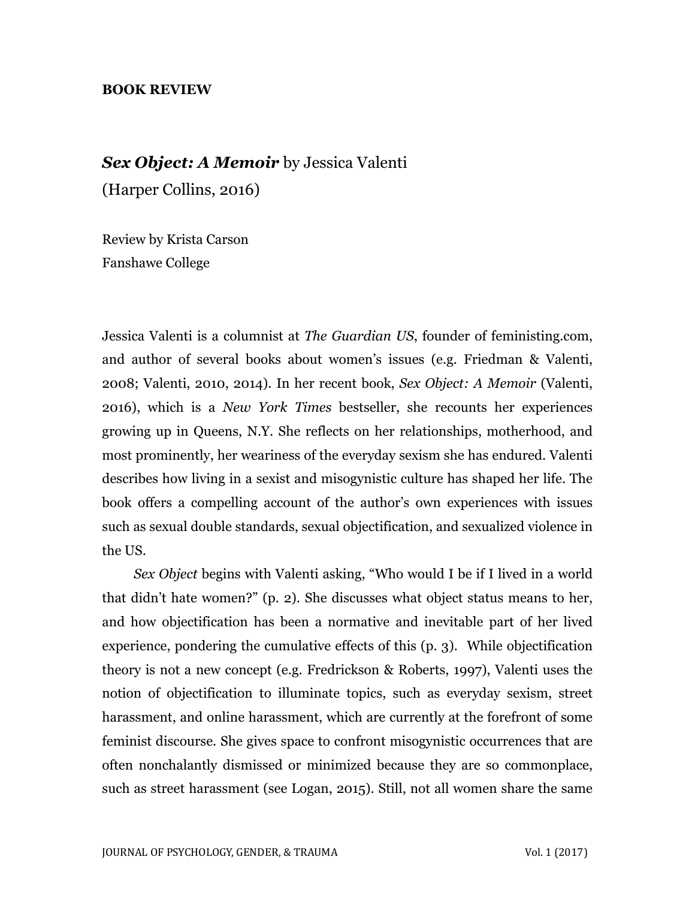**BOOK REVIEW**

## ***Sex Object: A Memoir*** by Jessica Valenti
(Harper Collins, 2016)

Review by Krista Carson
Fanshawe College

Jessica Valenti is a columnist at *The Guardian US*, founder of feministing.com, and author of several books about women's issues (e.g. Friedman & Valenti, 2008; Valenti, 2010, 2014). In her recent book, *Sex Object: A Memoir* (Valenti, 2016), which is a *New York Times* bestseller, she recounts her experiences growing up in Queens, N.Y. She reflects on her relationships, motherhood, and most prominently, her weariness of the everyday sexism she has endured. Valenti describes how living in a sexist and misogynistic culture has shaped her life. The book offers a compelling account of the author's own experiences with issues such as sexual double standards, sexual objectification, and sexualized violence in the US.

*Sex Object* begins with Valenti asking, "Who would I be if I lived in a world that didn't hate women?" (p. 2). She discusses what object status means to her, and how objectification has been a normative and inevitable part of her lived experience, pondering the cumulative effects of this (p. 3). While objectification theory is not a new concept (e.g. Fredrickson & Roberts, 1997), Valenti uses the notion of objectification to illuminate topics, such as everyday sexism, street harassment, and online harassment, which are currently at the forefront of some feminist discourse. She gives space to confront misogynistic occurrences that are often nonchalantly dismissed or minimized because they are so commonplace, such as street harassment (see Logan, 2015). Still, not all women share the same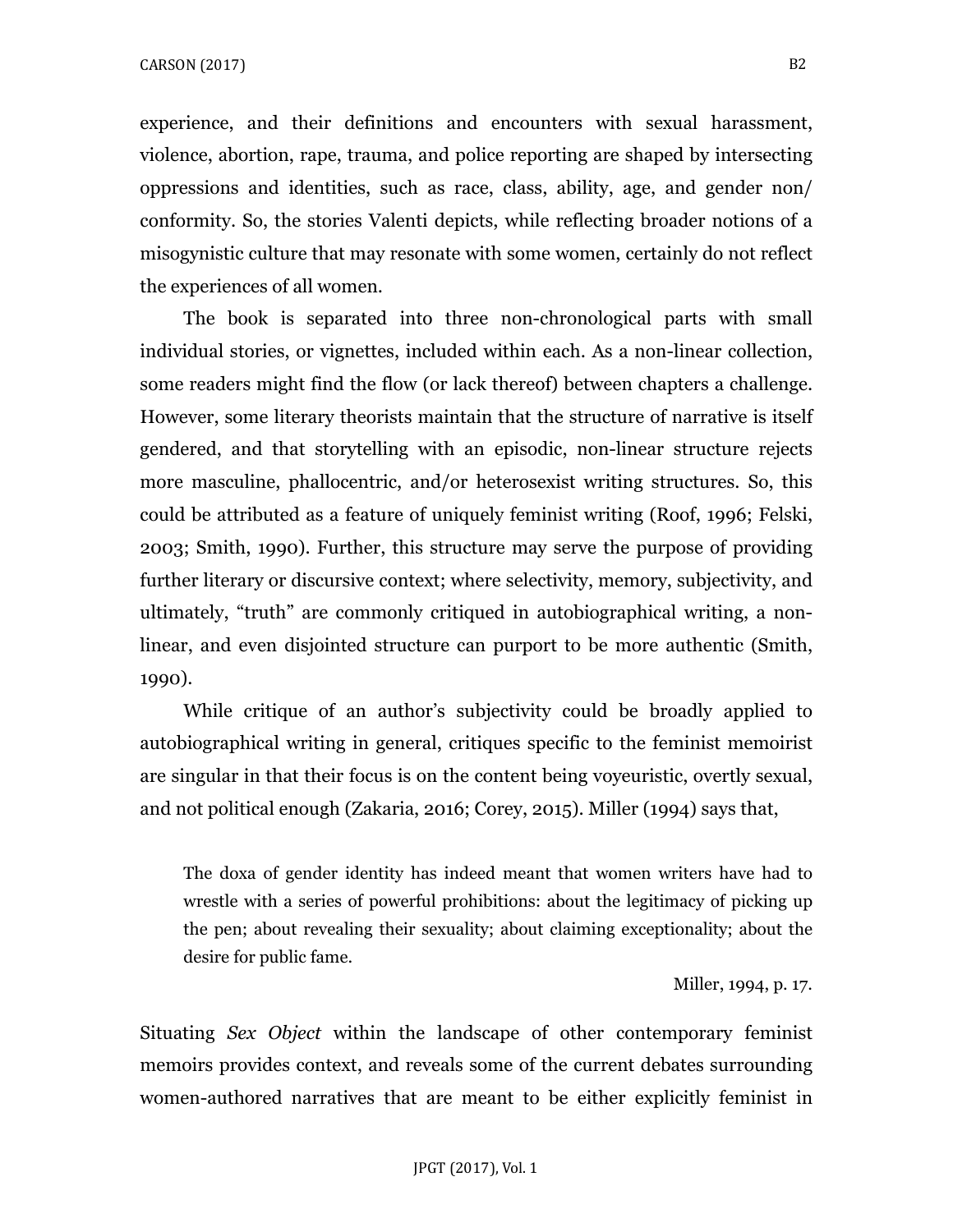experience, and their definitions and encounters with sexual harassment, violence, abortion, rape, trauma, and police reporting are shaped by intersecting oppressions and identities, such as race, class, ability, age, and gender non/conformity. So, the stories Valenti depicts, while reflecting broader notions of a misogynistic culture that may resonate with some women, certainly do not reflect the experiences of all women.

The book is separated into three non-chronological parts with small individual stories, or vignettes, included within each. As a non-linear collection, some readers might find the flow (or lack thereof) between chapters a challenge. However, some literary theorists maintain that the structure of narrative is itself gendered, and that storytelling with an episodic, non-linear structure rejects more masculine, phallocentric, and/or heterosexist writing structures. So, this could be attributed as a feature of uniquely feminist writing (Roof, 1996; Felski, 2003; Smith, 1990). Further, this structure may serve the purpose of providing further literary or discursive context; where selectivity, memory, subjectivity, and ultimately, "truth" are commonly critiqued in autobiographical writing, a non-linear, and even disjointed structure can purport to be more authentic (Smith, 1990).

While critique of an author's subjectivity could be broadly applied to autobiographical writing in general, critiques specific to the feminist memoirist are singular in that their focus is on the content being voyeuristic, overtly sexual, and not political enough (Zakaria, 2016; Corey, 2015). Miller (1994) says that,

> The doxa of gender identity has indeed meant that women writers have had to wrestle with a series of powerful prohibitions: about the legitimacy of picking up the pen; about revealing their sexuality; about claiming exceptionality; about the desire for public fame.
>
> Miller, 1994, p. 17.

Situating *Sex Object* within the landscape of other contemporary feminist memoirs provides context, and reveals some of the current debates surrounding women-authored narratives that are meant to be either explicitly feminist in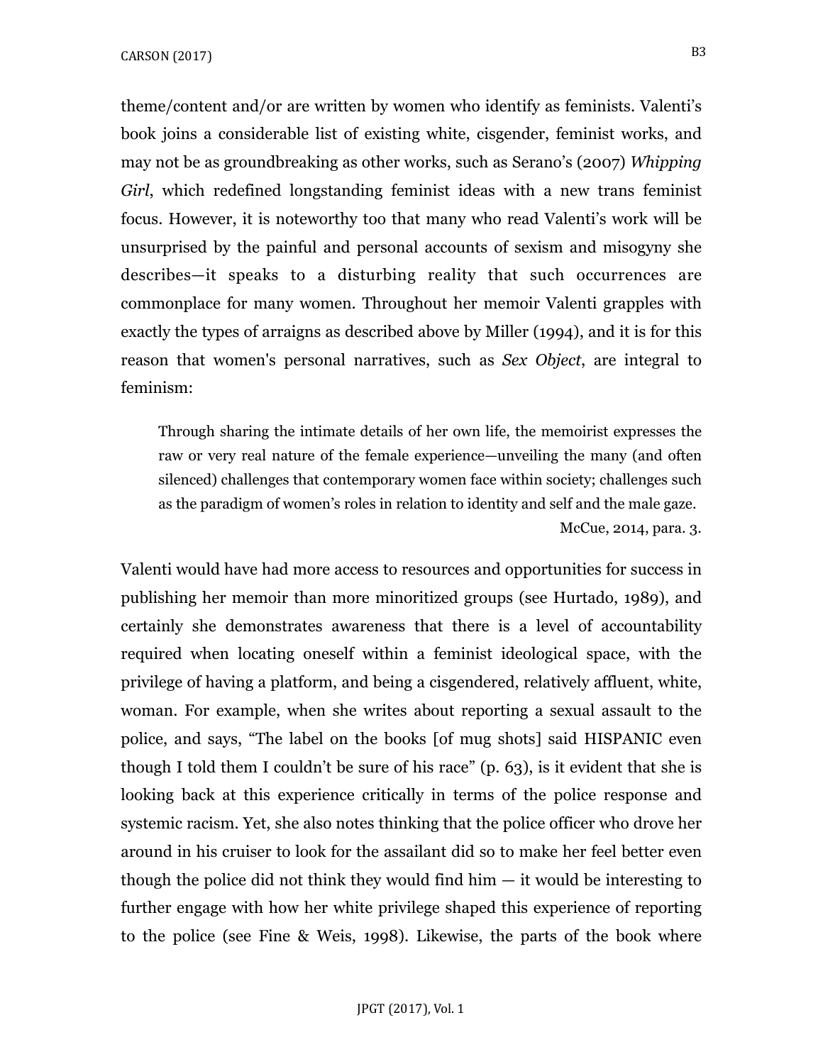theme/content and/or are written by women who identify as feminists. Valenti's book joins a considerable list of existing white, cisgender, feminist works, and may not be as groundbreaking as other works, such as Serano's (2007) *Whipping Girl*, which redefined longstanding feminist ideas with a new trans feminist focus. However, it is noteworthy too that many who read Valenti's work will be unsurprised by the painful and personal accounts of sexism and misogyny she describes—it speaks to a disturbing reality that such occurrences are commonplace for many women. Throughout her memoir Valenti grapples with exactly the types of arraigns as described above by Miller (1994), and it is for this reason that women's personal narratives, such as *Sex Object*, are integral to feminism:

> Through sharing the intimate details of her own life, the memoirist expresses the raw or very real nature of the female experience—unveiling the many (and often silenced) challenges that contemporary women face within society; challenges such as the paradigm of women's roles in relation to identity and self and the male gaze.
>
> McCue, 2014, para. 3.

Valenti would have had more access to resources and opportunities for success in publishing her memoir than more minoritized groups (see Hurtado, 1989), and certainly she demonstrates awareness that there is a level of accountability required when locating oneself within a feminist ideological space, with the privilege of having a platform, and being a cisgendered, relatively affluent, white, woman. For example, when she writes about reporting a sexual assault to the police, and says, "The label on the books [of mug shots] said HISPANIC even though I told them I couldn't be sure of his race" (p. 63), is it evident that she is looking back at this experience critically in terms of the police response and systemic racism. Yet, she also notes thinking that the police officer who drove her around in his cruiser to look for the assailant did so to make her feel better even though the police did not think they would find him — it would be interesting to further engage with how her white privilege shaped this experience of reporting to the police (see Fine & Weis, 1998). Likewise, the parts of the book where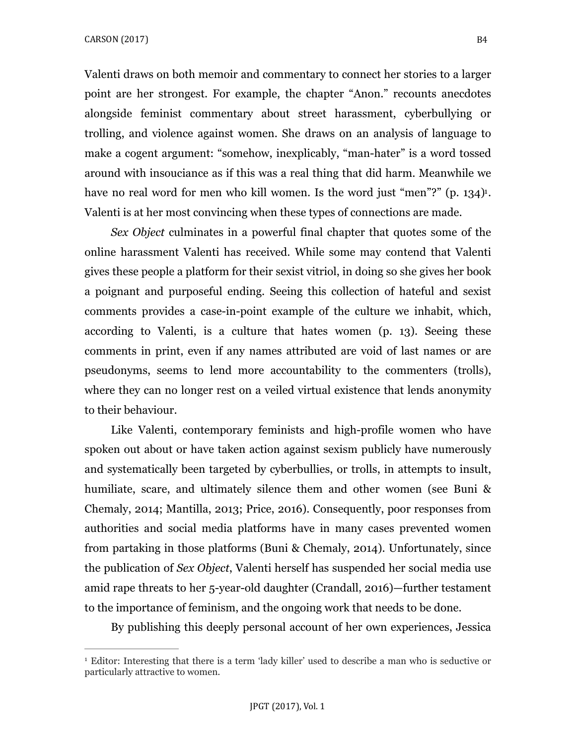Valenti draws on both memoir and commentary to connect her stories to a larger point are her strongest. For example, the chapter “Anon.” recounts anecdotes alongside feminist commentary about street harassment, cyberbullying or trolling, and violence against women. She draws on an analysis of language to make a cogent argument: “somehow, inexplicably, “man-hater” is a word tossed around with insouciance as if this was a real thing that did harm. Meanwhile we have no real word for men who kill women. Is the word just “men”?” (p. 134)[1]. Valenti is at her most convincing when these types of connections are made.

*Sex Object* culminates in a powerful final chapter that quotes some of the online harassment Valenti has received. While some may contend that Valenti gives these people a platform for their sexist vitriol, in doing so she gives her book a poignant and purposeful ending. Seeing this collection of hateful and sexist comments provides a case-in-point example of the culture we inhabit, which, according to Valenti, is a culture that hates women (p. 13). Seeing these comments in print, even if any names attributed are void of last names or are pseudonyms, seems to lend more accountability to the commenters (trolls), where they can no longer rest on a veiled virtual existence that lends anonymity to their behaviour.

Like Valenti, contemporary feminists and high-profile women who have spoken out about or have taken action against sexism publicly have numerously and systematically been targeted by cyberbullies, or trolls, in attempts to insult, humiliate, scare, and ultimately silence them and other women (see Buni & Chemaly, 2014; Mantilla, 2013; Price, 2016). Consequently, poor responses from authorities and social media platforms have in many cases prevented women from partaking in those platforms (Buni & Chemaly, 2014). Unfortunately, since the publication of *Sex Object*, Valenti herself has suspended her social media use amid rape threats to her 5-year-old daughter (Crandall, 2016)—further testament to the importance of feminism, and the ongoing work that needs to be done.

By publishing this deeply personal account of her own experiences, Jessica

[1] Editor: Interesting that there is a term ‘lady killer’ used to describe a man who is seductive or particularly attractive to women.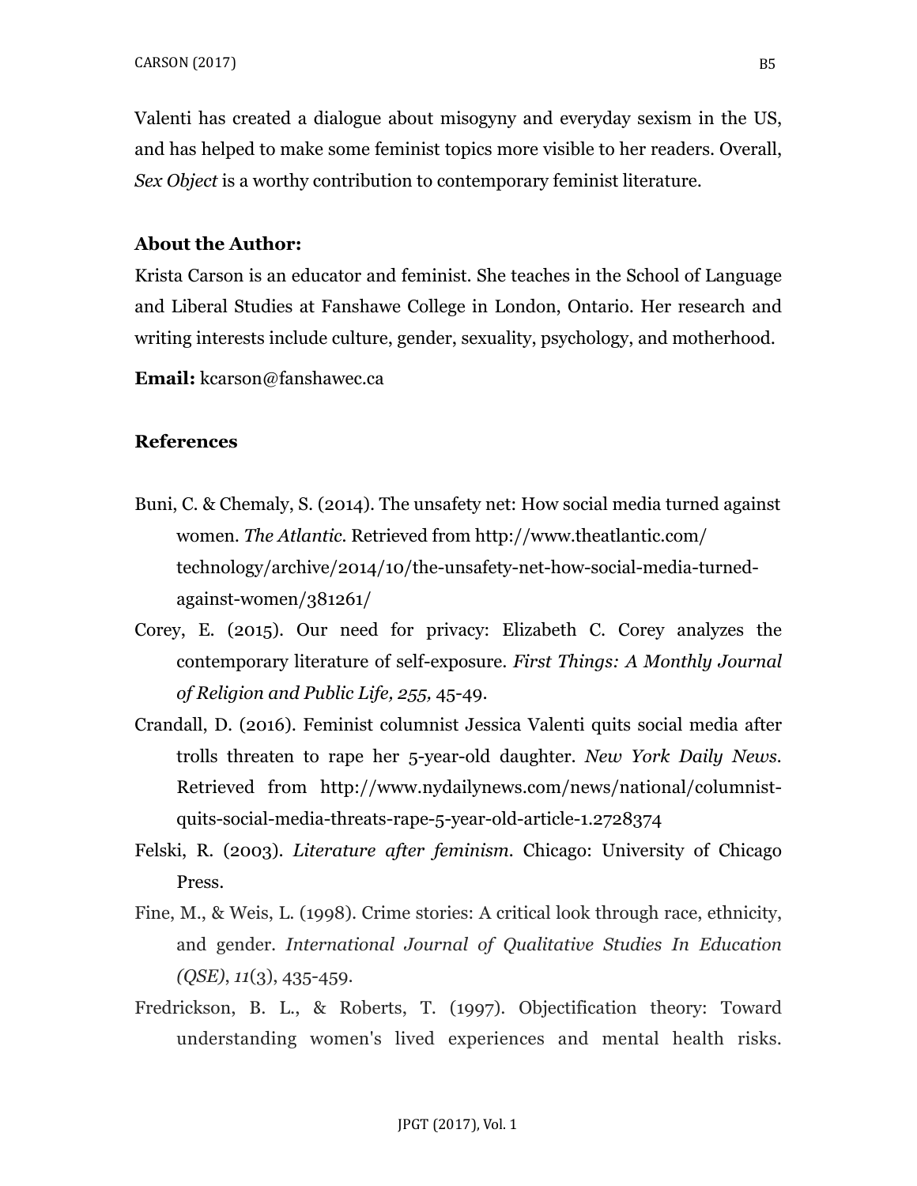Valenti has created a dialogue about misogyny and everyday sexism in the US, and has helped to make some feminist topics more visible to her readers. Overall, *Sex Object* is a worthy contribution to contemporary feminist literature.

**About the Author:**

Krista Carson is an educator and feminist. She teaches in the School of Language and Liberal Studies at Fanshawe College in London, Ontario. Her research and writing interests include culture, gender, sexuality, psychology, and motherhood.

**Email:** kcarson@fanshawec.ca

**References**

Buni, C. & Chemaly, S. (2014). The unsafety net: How social media turned against women. *The Atlantic.* Retrieved from http://www.theatlantic.com/technology/archive/2014/10/the-unsafety-net-how-social-media-turned-against-women/381261/

Corey, E. (2015). Our need for privacy: Elizabeth C. Corey analyzes the contemporary literature of self-exposure. *First Things: A Monthly Journal of Religion and Public Life, 255,* 45-49.

Crandall, D. (2016). Feminist columnist Jessica Valenti quits social media after trolls threaten to rape her 5-year-old daughter. *New York Daily News*. Retrieved from http://www.nydailynews.com/news/national/columnist-quits-social-media-threats-rape-5-year-old-article-1.2728374

Felski, R. (2003). *Literature after feminism*. Chicago: University of Chicago Press.

Fine, M., & Weis, L. (1998). Crime stories: A critical look through race, ethnicity, and gender. *International Journal of Qualitative Studies In Education (QSE)*, *11*(3), 435-459.

Fredrickson, B. L., & Roberts, T. (1997). Objectification theory: Toward understanding women's lived experiences and mental health risks.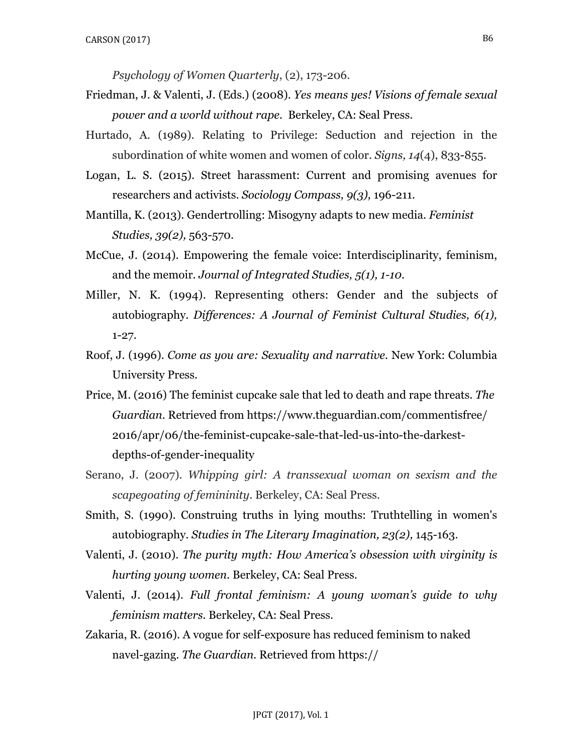*Psychology of Women Quarterly*, (2), 173-206.

Friedman, J. & Valenti, J. (Eds.) (2008). *Yes means yes! Visions of female sexual power and a world without rape*. Berkeley, CA: Seal Press.

Hurtado, A. (1989). Relating to Privilege: Seduction and rejection in the subordination of white women and women of color. *Signs, 14*(4), 833-855.

Logan, L. S. (2015). Street harassment: Current and promising avenues for researchers and activists. *Sociology Compass, 9(3),* 196-211.

Mantilla, K. (2013). Gendertrolling: Misogyny adapts to new media. *Feminist Studies, 39(2),* 563-570.

McCue, J. (2014). Empowering the female voice: Interdisciplinarity, feminism, and the memoir. *Journal of Integrated Studies, 5(1), 1-10*.

Miller, N. K. (1994). Representing others: Gender and the subjects of autobiography. *Differences: A Journal of Feminist Cultural Studies, 6(1),* 1-27.

Roof, J. (1996). *Come as you are: Sexuality and narrative*. New York: Columbia University Press.

Price, M. (2016) The feminist cupcake sale that led to death and rape threats. *The Guardian*. Retrieved from https://www.theguardian.com/commentisfree/2016/apr/06/the-feminist-cupcake-sale-that-led-us-into-the-darkest-depths-of-gender-inequality

Serano, J. (2007). *Whipping girl: A transsexual woman on sexism and the scapegoating of femininity*. Berkeley, CA: Seal Press.

Smith, S. (1990). Construing truths in lying mouths: Truthtelling in women's autobiography. *Studies in The Literary Imagination, 23(2),* 145-163.

Valenti, J. (2010). *The purity myth: How America's obsession with virginity is hurting young women*. Berkeley, CA: Seal Press.

Valenti, J. (2014). *Full frontal feminism: A young woman's guide to why feminism matters*. Berkeley, CA: Seal Press.

Zakaria, R. (2016). A vogue for self-exposure has reduced feminism to naked navel-gazing. *The Guardian*. Retrieved from https://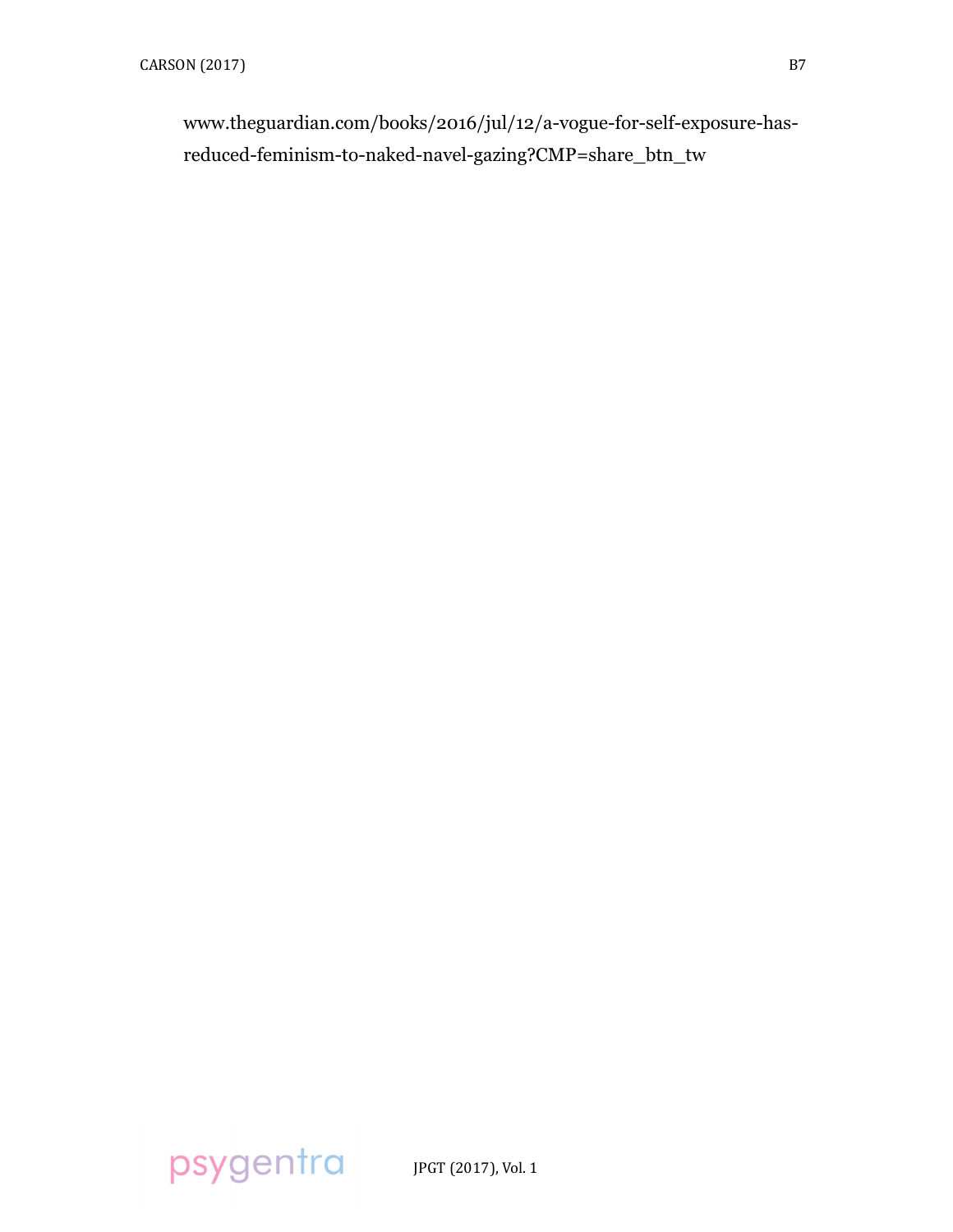www.theguardian.com/books/2016/jul/12/a-vogue-for-self-exposure-has-reduced-feminism-to-naked-navel-gazing?CMP=share_btn_tw